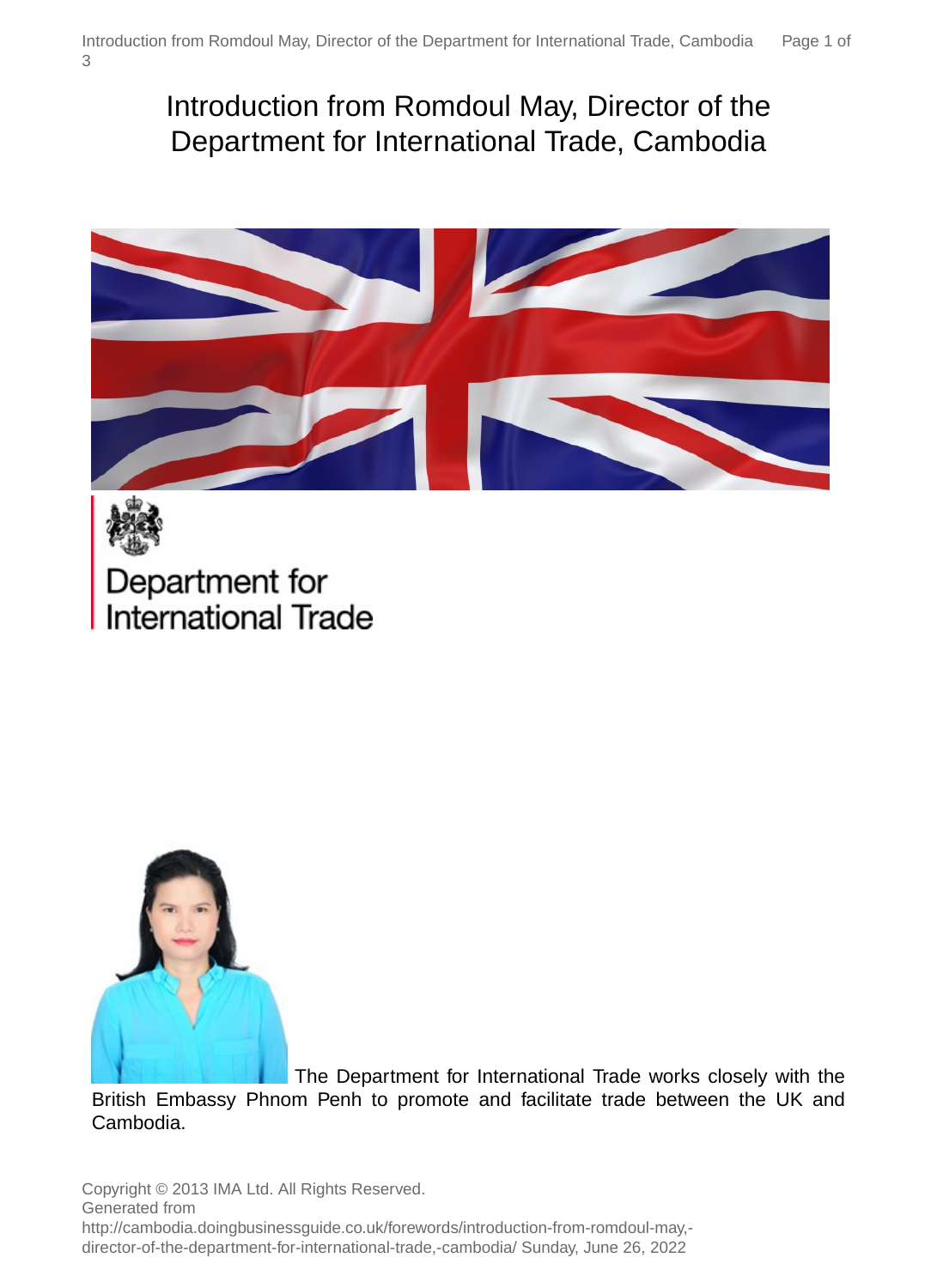# Introduction from Romdoul May, Director of the Department for International Trade, Cambodia

Department for International Trade

The Department for International Trade works closely with the British Embassy Phnom Penh to promote and facilitate trade between the UK and Cambodia.

Copyright © 2013 IMA Ltd. All Rights Reserved.
Generated from http://cambodia.doingbusinessguide.co.uk/forewords/introduction-from-romdoul-may,-director-of-the-department-for-international-trade,-cambodia/ Sunday, June 26, 2022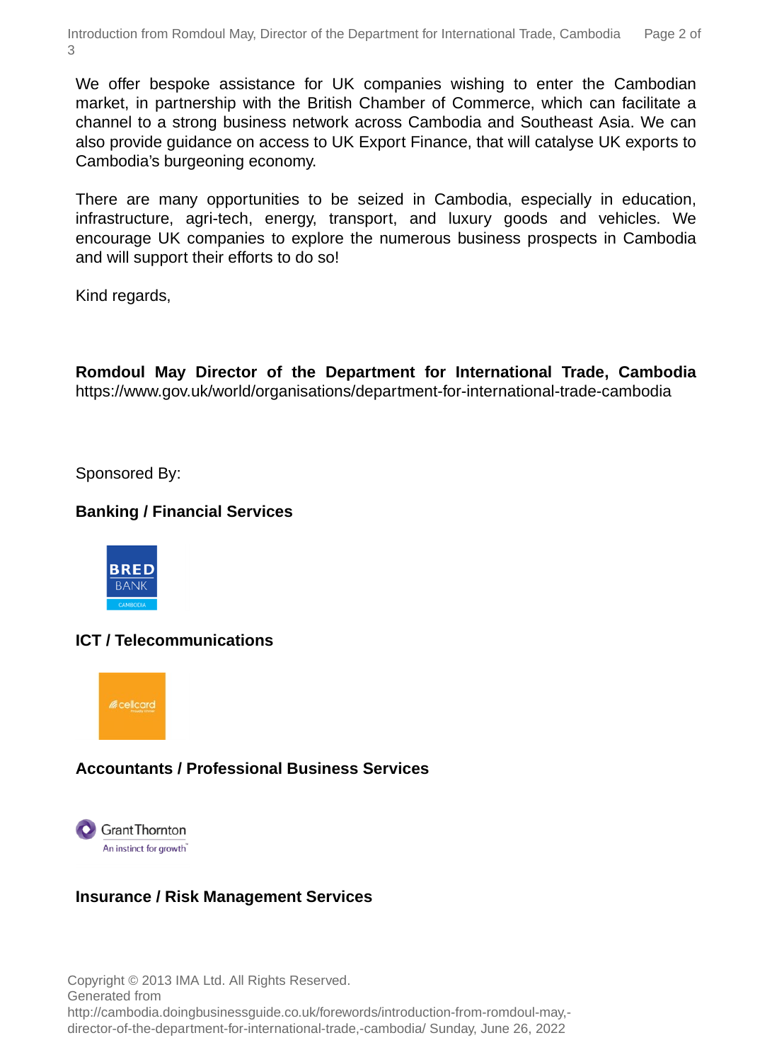We offer bespoke assistance for UK companies wishing to enter the Cambodian market, in partnership with the British Chamber of Commerce, which can facilitate a channel to a strong business network across Cambodia and Southeast Asia. We can also provide guidance on access to UK Export Finance, that will catalyse UK exports to Cambodia's burgeoning economy.

There are many opportunities to be seized in Cambodia, especially in education, infrastructure, agri-tech, energy, transport, and luxury goods and vehicles. We encourage UK companies to explore the numerous business prospects in Cambodia and will support their efforts to do so!

Kind regards,

**Romdoul May Director of the Department for International Trade, Cambodia**
https://www.gov.uk/world/organisations/department-for-international-trade-cambodia

Sponsored By:

**Banking / Financial Services**

**ICT / Telecommunications**

**Accountants / Professional Business Services**

**Insurance / Risk Management Services**

Copyright © 2013 IMA Ltd. All Rights Reserved.
Generated from
http://cambodia.doingbusinessguide.co.uk/forewords/introduction-from-romdoul-may,-director-of-the-department-for-international-trade,-cambodia/ Sunday, June 26, 2022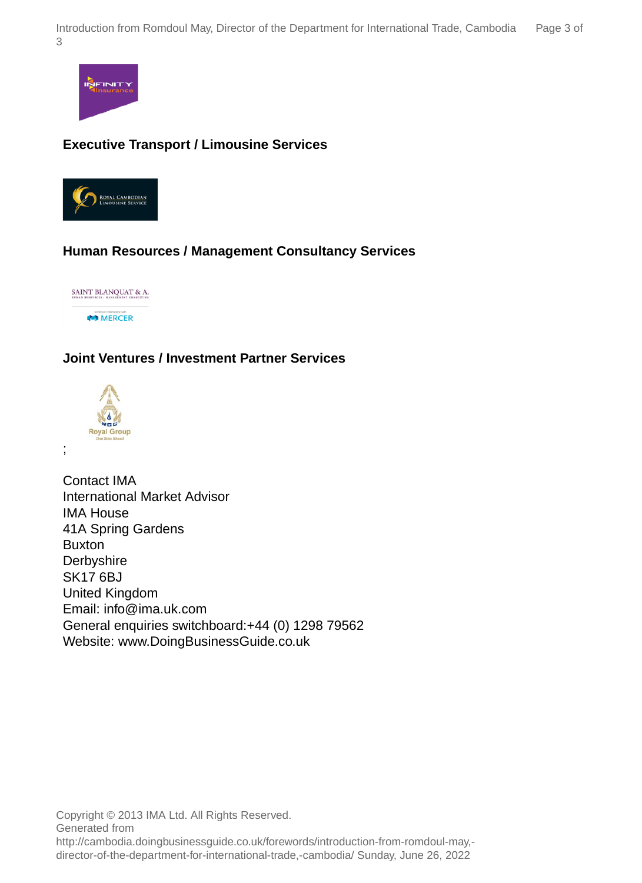**Executive Transport / Limousine Services**

**Human Resources / Management Consultancy Services**

**Joint Ventures / Investment Partner Services**

;

Contact IMA
International Market Advisor
IMA House
41A Spring Gardens
Buxton
Derbyshire
SK17 6BJ
United Kingdom
Email: info@ima.uk.com
General enquiries switchboard:+44 (0) 1298 79562
Website: www.DoingBusinessGuide.co.uk

Copyright © 2013 IMA Ltd. All Rights Reserved.
Generated from
http://cambodia.doingbusinessguide.co.uk/forewords/introduction-from-romdoul-may,-director-of-the-department-for-international-trade,-cambodia/ Sunday, June 26, 2022